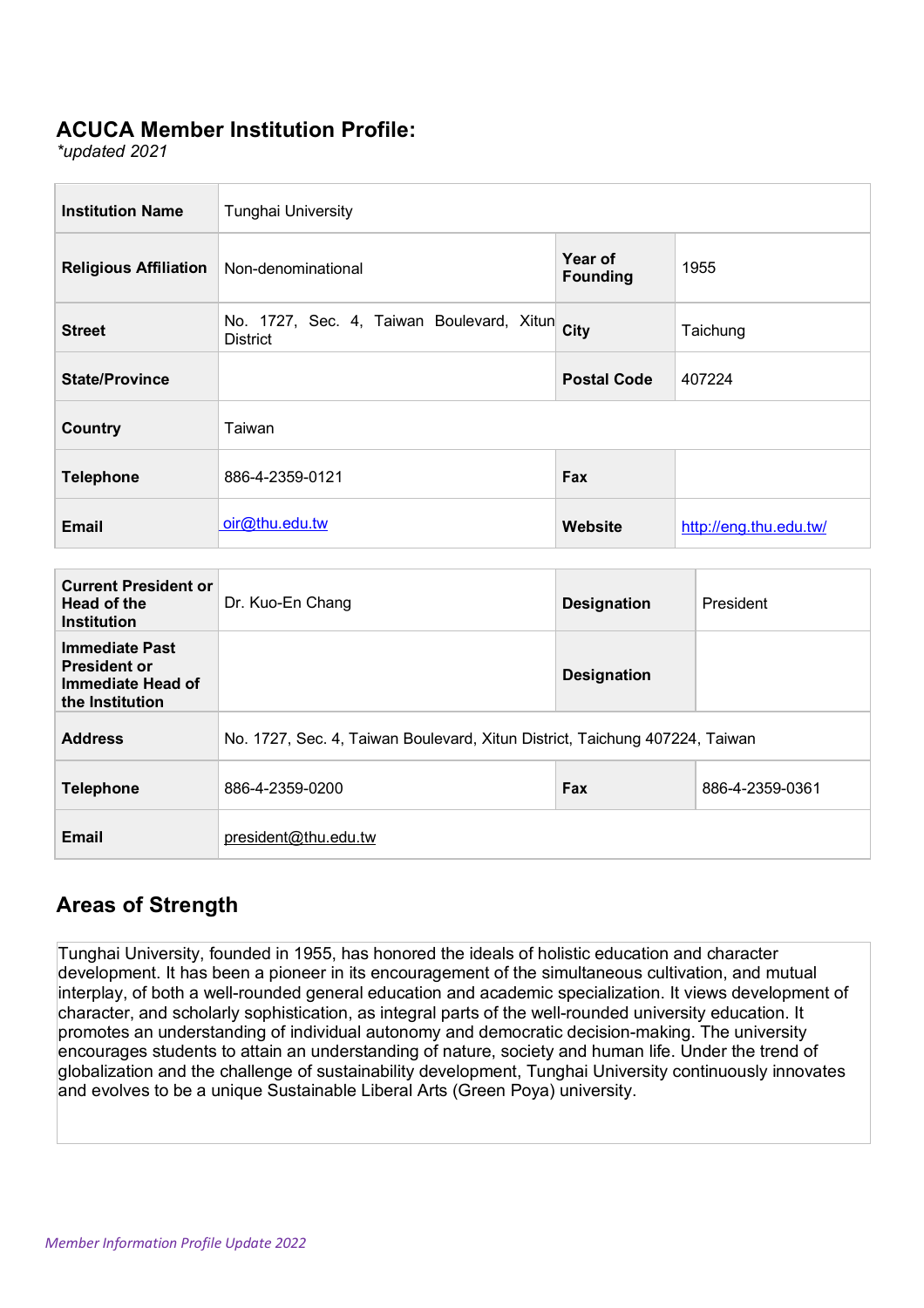## ACUCA Member Institution Profile:

*\*updated 2021*

| **Institution Name** | Tunghai University | | |
|---|---|---|---|
| **Religious Affiliation** | Non-denominational | **Year of Founding** | 1955 |
| **Street** | No. 1727, Sec. 4, Taiwan Boulevard, Xitun District | **City** | Taichung |
| **State/Province** | | **Postal Code** | 407224 |
| **Country** | Taiwan | | |
| **Telephone** | 886-4-2359-0121 | **Fax** | |
| **Email** | oir@thu.edu.tw | **Website** | http://eng.thu.edu.tw/ |

| **Current President or Head of the Institution** | Dr. Kuo-En Chang | **Designation** | President |
|---|---|---|---|
| **Immediate Past President or Immediate Head of the Institution** | | **Designation** | |
| **Address** | No. 1727, Sec. 4, Taiwan Boulevard, Xitun District, Taichung 407224, Taiwan | | |
| **Telephone** | 886-4-2359-0200 | **Fax** | 886-4-2359-0361 |
| **Email** | president@thu.edu.tw | | |

## Areas of Strength

Tunghai University, founded in 1955, has honored the ideals of holistic education and character development. It has been a pioneer in its encouragement of the simultaneous cultivation, and mutual interplay, of both a well-rounded general education and academic specialization. It views development of character, and scholarly sophistication, as integral parts of the well-rounded university education. It promotes an understanding of individual autonomy and democratic decision-making. The university encourages students to attain an understanding of nature, society and human life. Under the trend of globalization and the challenge of sustainability development, Tunghai University continuously innovates and evolves to be a unique Sustainable Liberal Arts (Green Poya) university.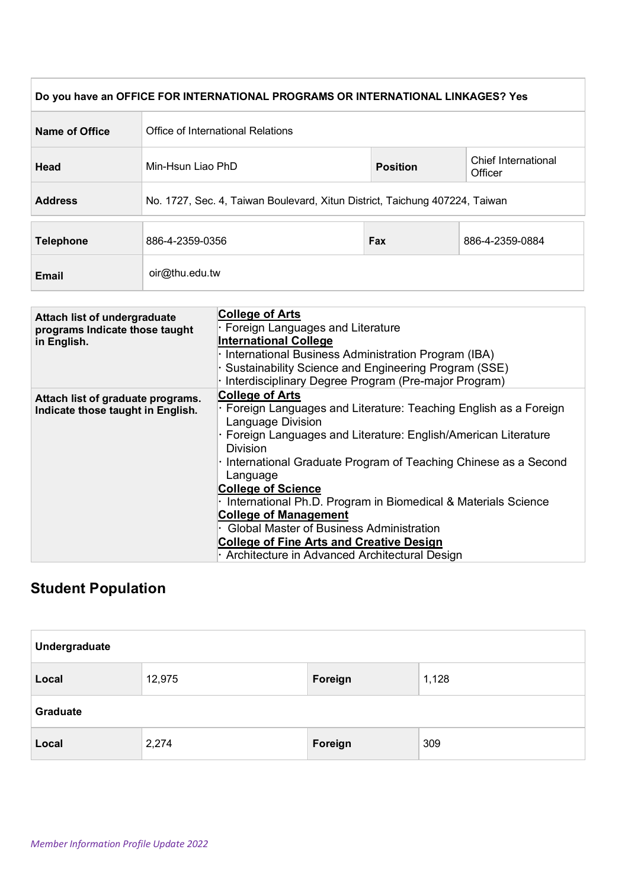| Do you have an OFFICE FOR INTERNATIONAL PROGRAMS OR INTERNATIONAL LINKAGES? Yes | | | |
|---|---|---|---|
| **Name of Office** | Office of International Relations | | |
| **Head** | Min-Hsun Liao PhD | **Position** | Chief International Officer |
| **Address** | No. 1727, Sec. 4, Taiwan Boulevard, Xitun District, Taichung 407224, Taiwan | | |
| **Telephone** | 886-4-2359-0356 | **Fax** | 886-4-2359-0884 |
| **Email** | oir@thu.edu.tw | | |

| | |
|---|---|
| **Attach list of undergraduate programs Indicate those taught in English.** | **College of Arts**<br>· Foreign Languages and Literature<br>**International College**<br>· International Business Administration Program (IBA)<br>· Sustainability Science and Engineering Program (SSE)<br>· Interdisciplinary Degree Program (Pre-major Program) |
| **Attach list of graduate programs. Indicate those taught in English.** | **College of Arts**<br>· Foreign Languages and Literature: Teaching English as a Foreign Language Division<br>· Foreign Languages and Literature: English/American Literature Division<br>· International Graduate Program of Teaching Chinese as a Second Language<br>**College of Science**<br>· International Ph.D. Program in Biomedical & Materials Science<br>**College of Management**<br>· Global Master of Business Administration<br>**College of Fine Arts and Creative Design**<br>· Architecture in Advanced Architectural Design |

## Student Population

| Undergraduate | | | |
|---|---|---|---|
| **Local** | 12,975 | **Foreign** | 1,128 |
| **Graduate** | | | |
| **Local** | 2,274 | **Foreign** | 309 |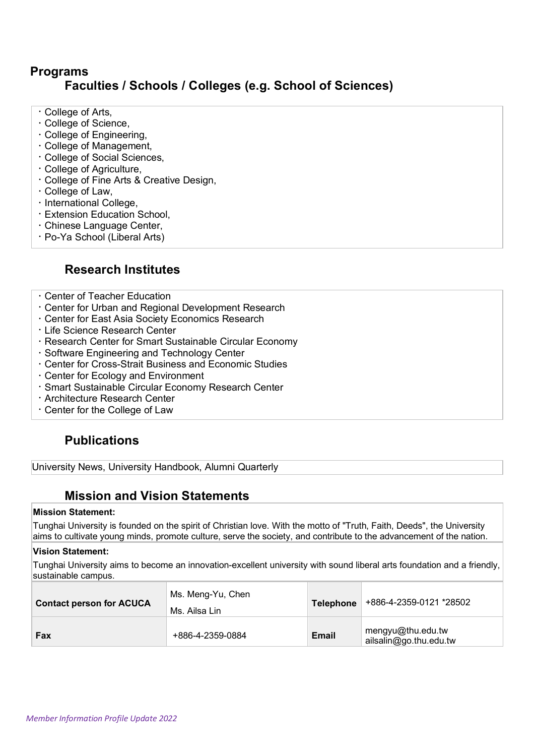## Programs

### Faculties / Schools / Colleges (e.g. School of Sciences)

- College of Arts,
- College of Science,
- College of Engineering,
- College of Management,
- College of Social Sciences,
- College of Agriculture,
- College of Fine Arts & Creative Design,
- College of Law,
- International College,
- Extension Education School,
- Chinese Language Center,
- Po-Ya School (Liberal Arts)

### Research Institutes

- Center of Teacher Education
- Center for Urban and Regional Development Research
- Center for East Asia Society Economics Research
- Life Science Research Center
- Research Center for Smart Sustainable Circular Economy
- Software Engineering and Technology Center
- Center for Cross-Strait Business and Economic Studies
- Center for Ecology and Environment
- Smart Sustainable Circular Economy Research Center
- Architecture Research Center
- Center for the College of Law

### Publications

University News, University Handbook, Alumni Quarterly

### Mission and Vision Statements

**Mission Statement:**

Tunghai University is founded on the spirit of Christian love. With the motto of "Truth, Faith, Deeds", the University aims to cultivate young minds, promote culture, serve the society, and contribute to the advancement of the nation.

**Vision Statement:**

Tunghai University aims to become an innovation-excellent university with sound liberal arts foundation and a friendly, sustainable campus.

| **Contact person for ACUCA** | Ms. Meng-Yu, Chen<br>Ms. Ailsa Lin | **Telephone** | +886-4-2359-0121 *28502 |
|---|---|---|---|
| **Fax** | +886-4-2359-0884 | **Email** | mengyu@thu.edu.tw<br>ailsalin@go.thu.edu.tw |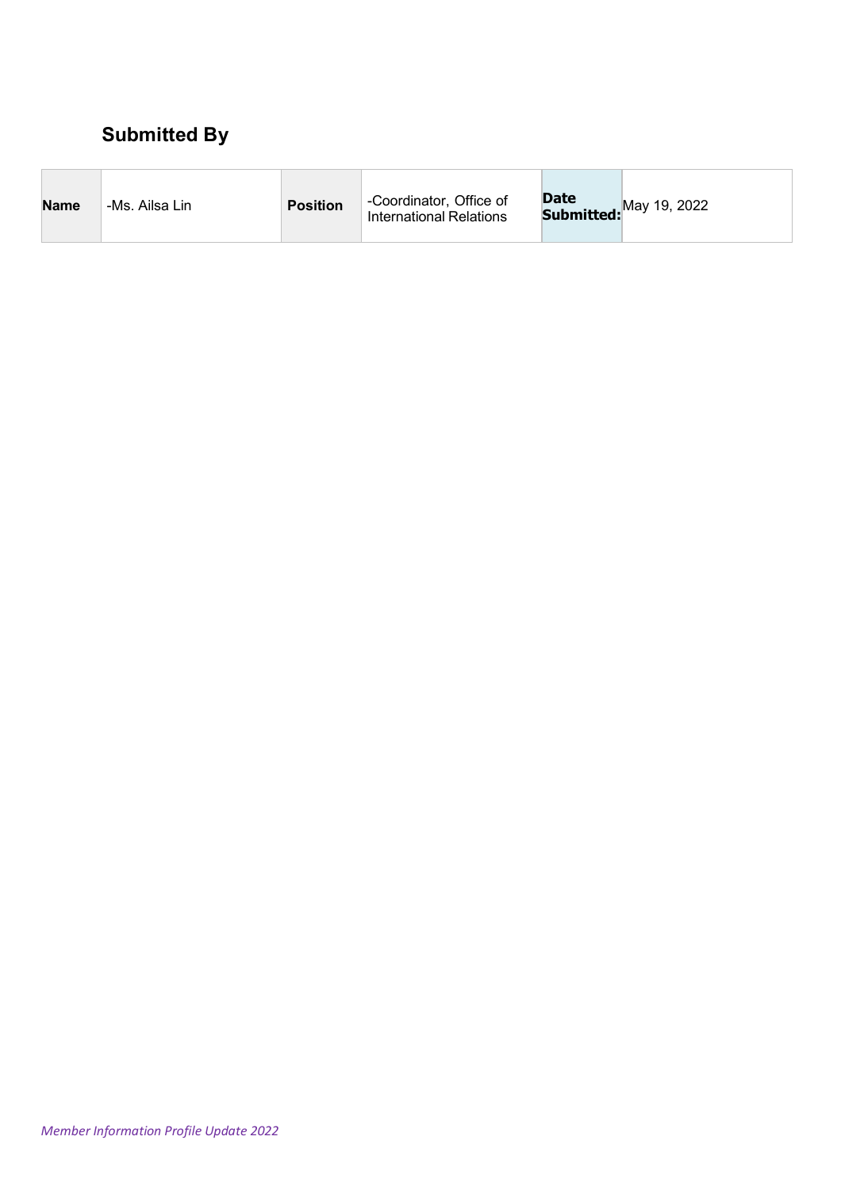## Submitted By

| | | | | | |
|---|---|---|---|---|---|
| **Name** | -Ms. Ailsa Lin | **Position** | -Coordinator, Office of International Relations | **Date Submitted:** | May 19, 2022 |